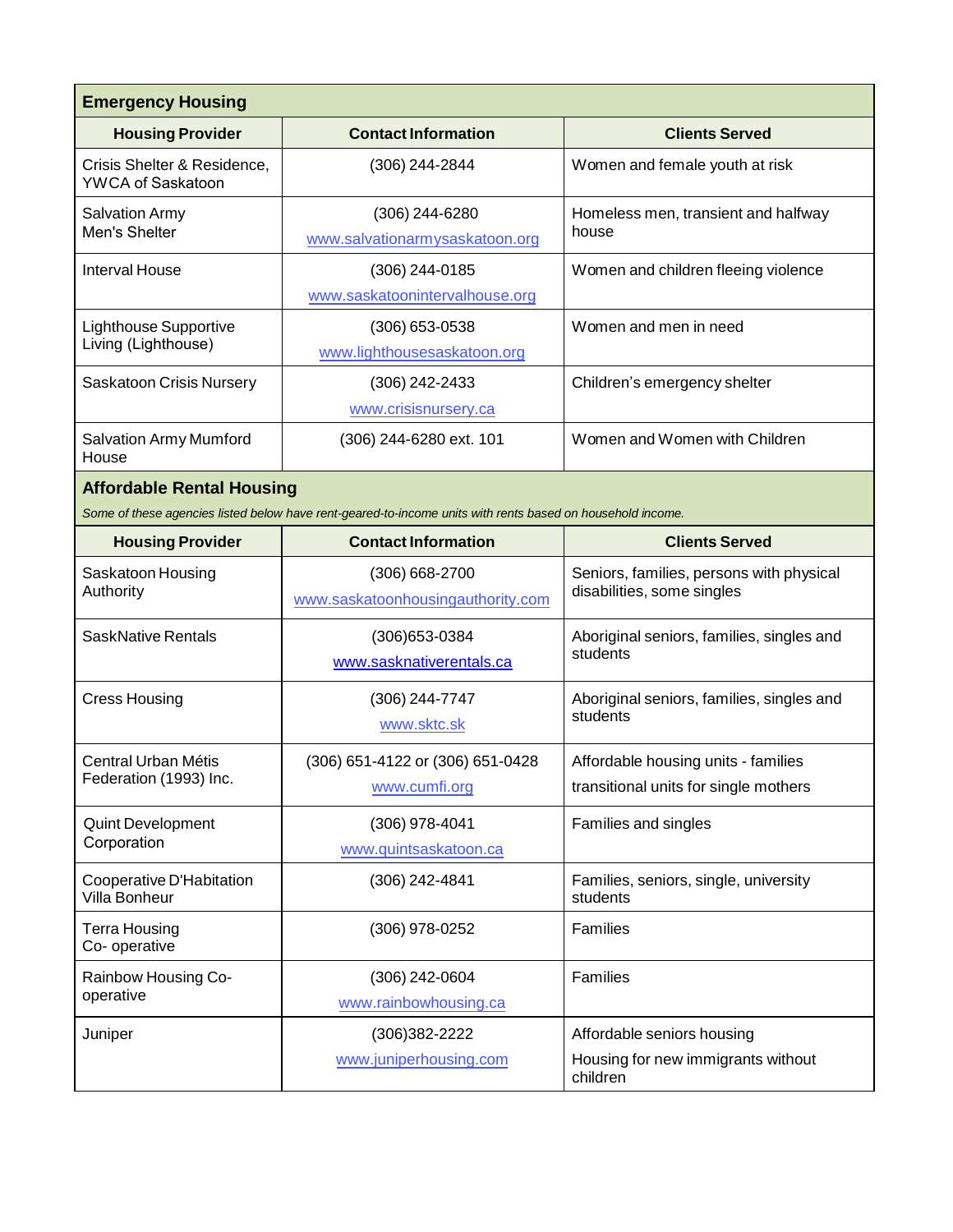## Emergency Housing

| Housing Provider | Contact Information | Clients Served |
|---|---|---|
| Crisis Shelter & Residence, YWCA of Saskatoon | (306) 244-2844 | Women and female youth at risk |
| Salvation Army Men's Shelter | (306) 244-6280 www.salvationarmysaskatoon.org | Homeless men, transient and halfway house |
| Interval House | (306) 244-0185 www.saskatoonintervalhouse.org | Women and children fleeing violence |
| Lighthouse Supportive Living (Lighthouse) | (306) 653-0538 www.lighthousesaskatoon.org | Women and men in need |
| Saskatoon Crisis Nursery | (306) 242-2433 www.crisisnursery.ca | Children's emergency shelter |
| Salvation Army Mumford House | (306) 244-6280 ext. 101 | Women and Women with Children |

## Affordable Rental Housing

*Some of these agencies listed below have rent-geared-to-income units with rents based on household income.*

| Housing Provider | Contact Information | Clients Served |
|---|---|---|
| Saskatoon Housing Authority | (306) 668-2700 www.saskatoonhousingauthority.com | Seniors, families, persons with physical disabilities, some singles |
| SaskNative Rentals | (306)653-0384 www.sasknativerentals.ca | Aboriginal seniors, families, singles and students |
| Cress Housing | (306) 244-7747 www.sktc.sk | Aboriginal seniors, families, singles and students |
| Central Urban Métis Federation (1993) Inc. | (306) 651-4122 or (306) 651-0428 www.cumfi.org | Affordable housing units - families transitional units for single mothers |
| Quint Development Corporation | (306) 978-4041 www.quintsaskatoon.ca | Families and singles |
| Cooperative D'Habitation Villa Bonheur | (306) 242-4841 | Families, seniors, single, university students |
| Terra Housing Co- operative | (306) 978-0252 | Families |
| Rainbow Housing Co-operative | (306) 242-0604 www.rainbowhousing.ca | Families |
| Juniper | (306)382-2222 www.juniperhousing.com | Affordable seniors housing Housing for new immigrants without children |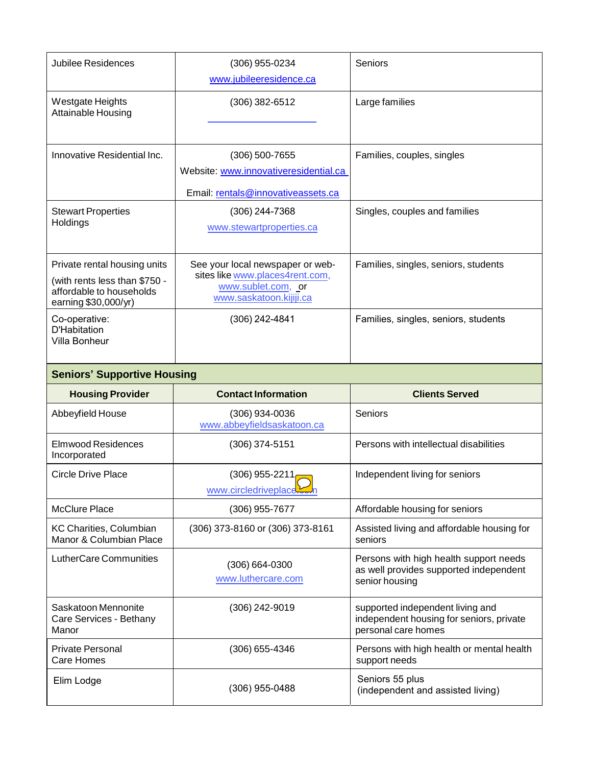| | | |
|---|---|---|
| Jubilee Residences | (306) 955-0234<br>www.jubileeresidence.ca | Seniors |
| Westgate Heights Attainable Housing | (306) 382-6512 | Large families |
| Innovative Residential Inc. | (306) 500-7655<br>Website: www.innovativeresidential.ca<br>Email: rentals@innovativeassets.ca | Families, couples, singles |
| Stewart Properties Holdings | (306) 244-7368<br>www.stewartproperties.ca | Singles, couples and families |
| Private rental housing units<br>(with rents less than $750 - affordable to households earning $30,000/yr) | See your local newspaper or web-sites like www.places4rent.com, www.sublet.com, or www.saskatoon.kijiji.ca | Families, singles, seniors, students |
| Co-operative: D'Habitation Villa Bonheur | (306) 242-4841 | Families, singles, seniors, students |

## Seniors' Supportive Housing

| Housing Provider | Contact Information | Clients Served |
|---|---|---|
| Abbeyfield House | (306) 934-0036<br>www.abbeyfieldsaskatoon.ca | Seniors |
| Elmwood Residences Incorporated | (306) 374-5151 | Persons with intellectual disabilities |
| Circle Drive Place | (306) 955-2211<br>www.circledriveplace.com | Independent living for seniors |
| McClure Place | (306) 955-7677 | Affordable housing for seniors |
| KC Charities, Columbian Manor & Columbian Place | (306) 373-8160 or (306) 373-8161 | Assisted living and affordable housing for seniors |
| LutherCare Communities | (306) 664-0300<br>www.luthercare.com | Persons with high health support needs as well provides supported independent senior housing |
| Saskatoon Mennonite Care Services - Bethany Manor | (306) 242-9019 | supported independent living and independent housing for seniors, private personal care homes |
| Private Personal Care Homes | (306) 655-4346 | Persons with high health or mental health support needs |
| Elim Lodge | (306) 955-0488 | Seniors 55 plus<br>(independent and assisted living) |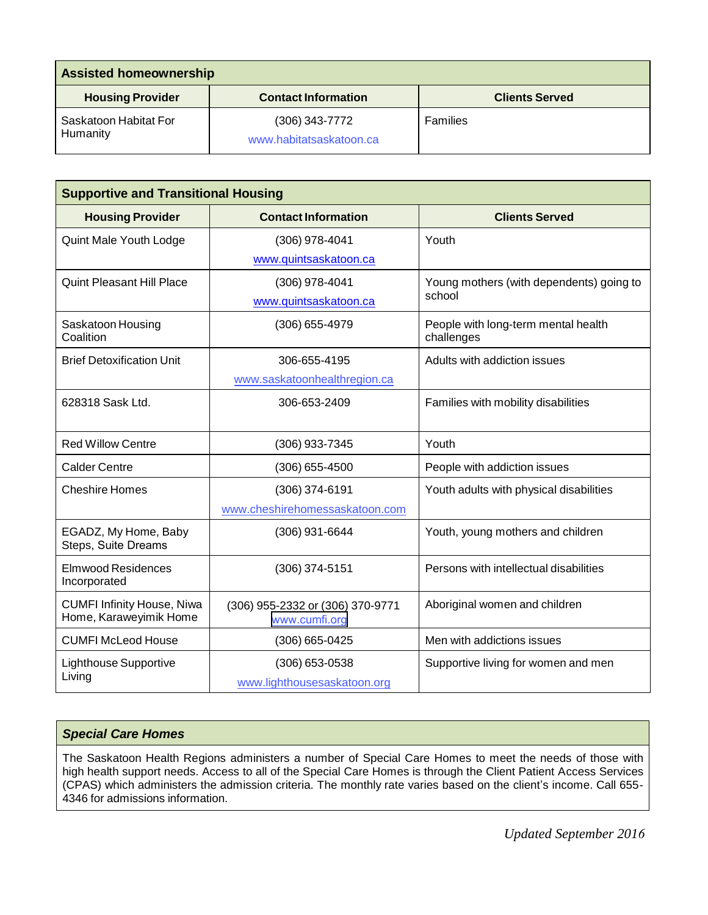| Assisted homeownership | | |
|---|---|---|
| **Housing Provider** | **Contact Information** | **Clients Served** |
| Saskatoon Habitat For Humanity | (306) 343-7772<br>www.habitatsaskatoon.ca | Families |

| Supportive and Transitional Housing | | |
|---|---|---|
| **Housing Provider** | **Contact Information** | **Clients Served** |
| Quint Male Youth Lodge | (306) 978-4041<br>www.quintsaskatoon.ca | Youth |
| Quint Pleasant Hill Place | (306) 978-4041<br>www.quintsaskatoon.ca | Young mothers (with dependents) going to school |
| Saskatoon Housing Coalition | (306) 655-4979 | People with long-term mental health challenges |
| Brief Detoxification Unit | 306-655-4195<br>www.saskatoonhealthregion.ca | Adults with addiction issues |
| 628318 Sask Ltd. | 306-653-2409 | Families with mobility disabilities |
| Red Willow Centre | (306) 933-7345 | Youth |
| Calder Centre | (306) 655-4500 | People with addiction issues |
| Cheshire Homes | (306) 374-6191<br>www.cheshirehomessaskatoon.com | Youth adults with physical disabilities |
| EGADZ, My Home, Baby Steps, Suite Dreams | (306) 931-6644 | Youth, young mothers and children |
| Elmwood Residences Incorporated | (306) 374-5151 | Persons with intellectual disabilities |
| CUMFI Infinity House, Niwa Home, Karaweyimik Home | (306) 955-2332 or (306) 370-9771<br>www.cumfi.org | Aboriginal women and children |
| CUMFI McLeod House | (306) 665-0425 | Men with addictions issues |
| Lighthouse Supportive Living | (306) 653-0538<br>www.lighthousesaskatoon.org | Supportive living for women and men |

### *Special Care Homes*

The Saskatoon Health Regions administers a number of Special Care Homes to meet the needs of those with high health support needs. Access to all of the Special Care Homes is through the Client Patient Access Services (CPAS) which administers the admission criteria. The monthly rate varies based on the client's income. Call 655-4346 for admissions information.

*Updated September 2016*